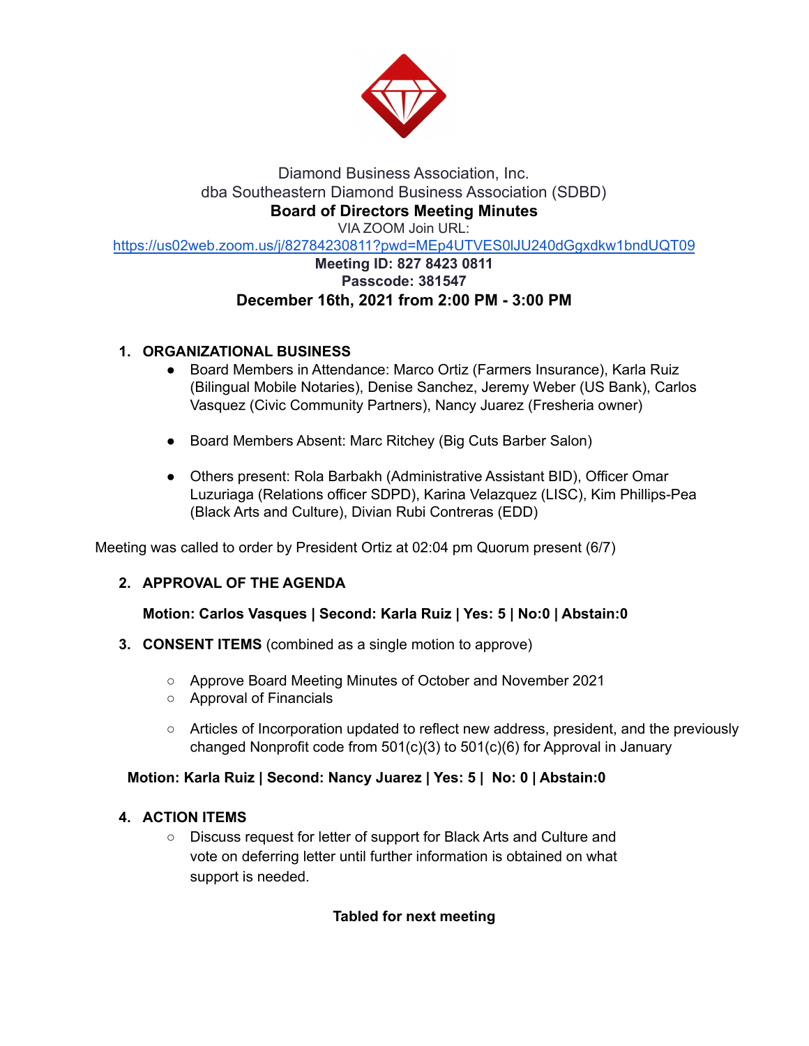Diamond Business Association, Inc.
dba Southeastern Diamond Business Association (SDBD)

**Board of Directors Meeting Minutes**

VIA ZOOM Join URL:
https://us02web.zoom.us/j/82784230811?pwd=MEp4UTVES0lJU240dGgxdkw1bndUQT09

**Meeting ID: 827 8423 0811**
**Passcode: 381547**

**December 16th, 2021 from 2:00 PM - 3:00 PM**

1. **ORGANIZATIONAL BUSINESS**
   - Board Members in Attendance: Marco Ortiz (Farmers Insurance), Karla Ruiz (Bilingual Mobile Notaries), Denise Sanchez, Jeremy Weber (US Bank), Carlos Vasquez (Civic Community Partners), Nancy Juarez (Fresheria owner)
   - Board Members Absent: Marc Ritchey (Big Cuts Barber Salon)
   - Others present: Rola Barbakh (Administrative Assistant BID), Officer Omar Luzuriaga (Relations officer SDPD), Karina Velazquez (LISC), Kim Phillips-Pea (Black Arts and Culture), Divian Rubi Contreras (EDD)

Meeting was called to order by President Ortiz at 02:04 pm Quorum present (6/7)

2. **APPROVAL OF THE AGENDA**

   **Motion: Carlos Vasques | Second: Karla Ruiz | Yes: 5 | No:0 | Abstain:0**

3. **CONSENT ITEMS** (combined as a single motion to approve)
   - Approve Board Meeting Minutes of October and November 2021
   - Approval of Financials
   - Articles of Incorporation updated to reflect new address, president, and the previously changed Nonprofit code from 501(c)(3) to 501(c)(6) for Approval in January

**Motion: Karla Ruiz | Second: Nancy Juarez | Yes: 5 | No: 0 | Abstain:0**

4. **ACTION ITEMS**
   - Discuss request for letter of support for Black Arts and Culture and vote on deferring letter until further information is obtained on what support is needed.

**Tabled for next meeting**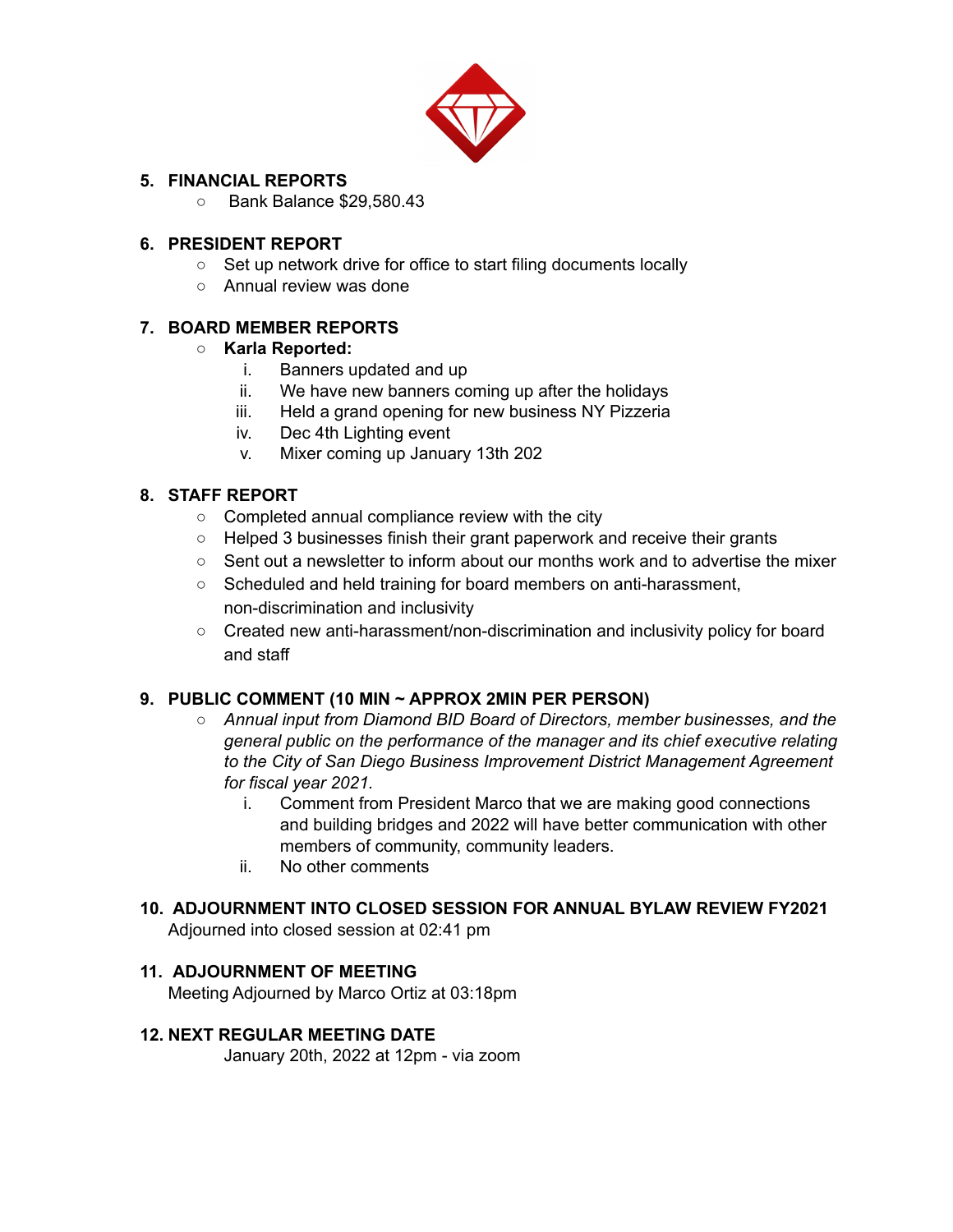## 5. FINANCIAL REPORTS

- Bank Balance $29,580.43

## 6. PRESIDENT REPORT

- Set up network drive for office to start filing documents locally
- Annual review was done

## 7. BOARD MEMBER REPORTS

- **Karla Reported:**
  i. Banners updated and up
  ii. We have new banners coming up after the holidays
  iii. Held a grand opening for new business NY Pizzeria
  iv. Dec 4th Lighting event
  v. Mixer coming up January 13th 202

## 8. STAFF REPORT

- Completed annual compliance review with the city
- Helped 3 businesses finish their grant paperwork and receive their grants
- Sent out a newsletter to inform about our months work and to advertise the mixer
- Scheduled and held training for board members on anti-harassment, non-discrimination and inclusivity
- Created new anti-harassment/non-discrimination and inclusivity policy for board and staff

## 9. PUBLIC COMMENT (10 MIN ~ APPROX 2MIN PER PERSON)

- *Annual input from Diamond BID Board of Directors, member businesses, and the general public on the performance of the manager and its chief executive relating to the City of San Diego Business Improvement District Management Agreement for fiscal year 2021.*
  i. Comment from President Marco that we are making good connections and building bridges and 2022 will have better communication with other members of community, community leaders.
  ii. No other comments

## 10. ADJOURNMENT INTO CLOSED SESSION FOR ANNUAL BYLAW REVIEW FY2021

Adjourned into closed session at 02:41 pm

## 11. ADJOURNMENT OF MEETING

Meeting Adjourned by Marco Ortiz at 03:18pm

## 12. NEXT REGULAR MEETING DATE

January 20th, 2022 at 12pm - via zoom